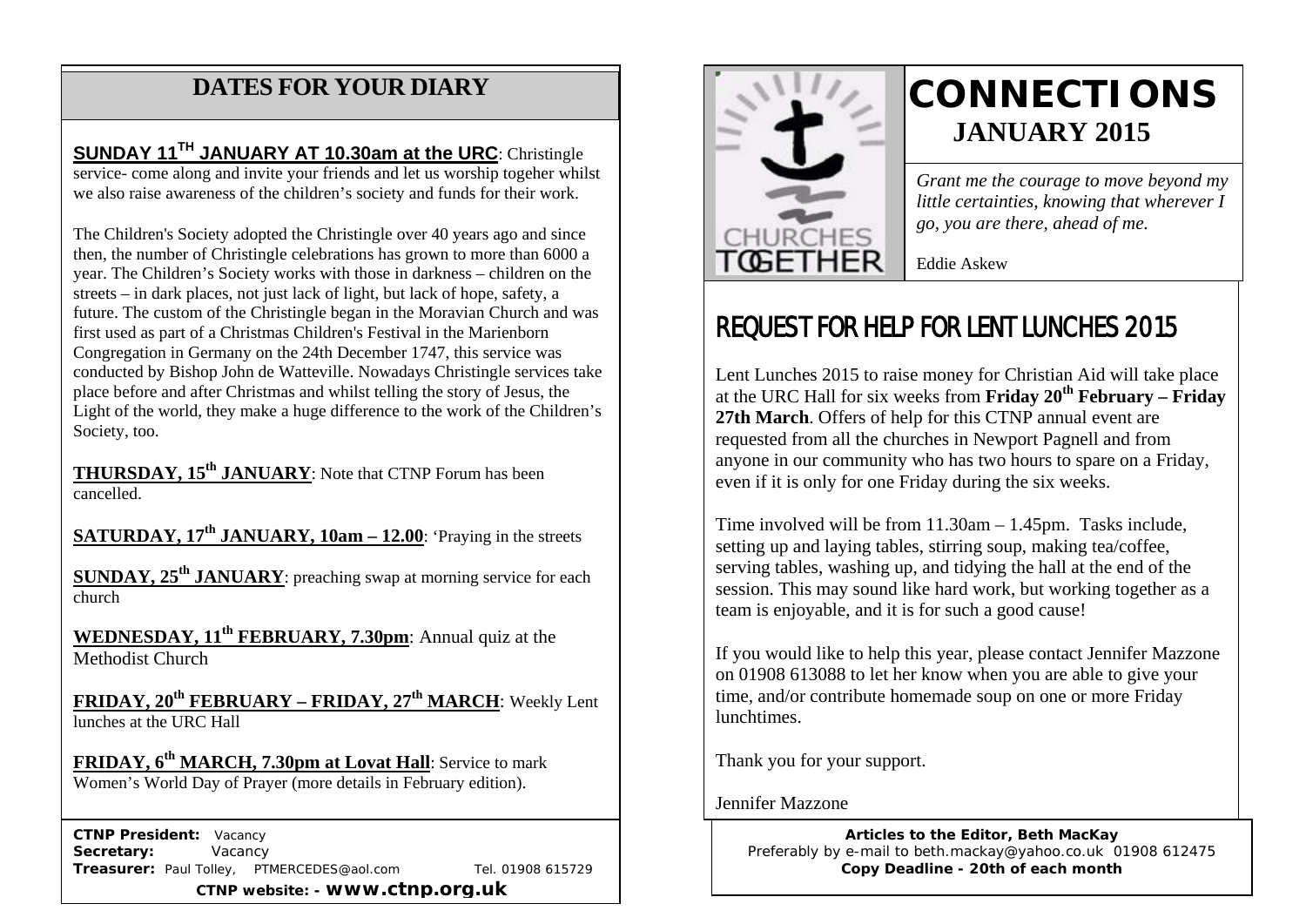## DATES FOR YOUR DIARY

**SUNDAY 11TH JANUARY AT 10.30am at the URC**: Christingle service- come along and invite your friends and let us worship togeher whilst we also raise awareness of the children's society and funds for their work.

The Children's Society adopted the Christingle over 40 years ago and since then, the number of Christingle celebrations has grown to more than 6000 a year. The Children's Society works with those in darkness – children on the streets – in dark places, not just lack of light, but lack of hope, safety, a future. The custom of the Christingle began in the Moravian Church and was first used as part of a Christmas Children's Festival in the Marienborn Congregation in Germany on the 24th December 1747, this service was conducted by Bishop John de Watteville. Nowadays Christingle services take place before and after Christmas and whilst telling the story of Jesus, the Light of the world, they make a huge difference to the work of the Children's Society, too.

**THURSDAY, 15th JANUARY**: Note that CTNP Forum has been cancelled.

**SATURDAY, 17th JANUARY, 10am – 12.00**: 'Praying in the streets

**SUNDAY, 25th JANUARY**: preaching swap at morning service for each church

**WEDNESDAY, 11th FEBRUARY, 7.30pm**: Annual quiz at the Methodist Church

**FRIDAY, 20th FEBRUARY – FRIDAY, 27th MARCH**: Weekly Lent lunches at the URC Hall

**FRIDAY, 6th MARCH, 7.30pm at Lovat Hall**: Service to mark Women's World Day of Prayer (more details in February edition).

**CTNP President:** Vacancy
**Secretary:** Vacancy
**Treasurer:** Paul Tolley, PTMERCEDES@aol.com Tel. 01908 615729

**CTNP website: - www.ctnp.org.uk**

# CONNECTIONS

## JANUARY 2015

CHURCHES TOGETHER

*Grant me the courage to move beyond my little certainties, knowing that wherever I go, you are there, ahead of me.*

Eddie Askew

## REQUEST FOR HELP FOR LENT LUNCHES 2015

Lent Lunches 2015 to raise money for Christian Aid will take place at the URC Hall for six weeks from **Friday 20th February – Friday 27th March**. Offers of help for this CTNP annual event are requested from all the churches in Newport Pagnell and from anyone in our community who has two hours to spare on a Friday, even if it is only for one Friday during the six weeks.

Time involved will be from 11.30am – 1.45pm. Tasks include, setting up and laying tables, stirring soup, making tea/coffee, serving tables, washing up, and tidying the hall at the end of the session. This may sound like hard work, but working together as a team is enjoyable, and it is for such a good cause!

If you would like to help this year, please contact Jennifer Mazzone on 01908 613088 to let her know when you are able to give your time, and/or contribute homemade soup on one or more Friday lunchtimes.

Thank you for your support.

Jennifer Mazzone

**Articles to the Editor, Beth MacKay**
Preferably by e-mail to beth.mackay@yahoo.co.uk 01908 612475
**Copy Deadline - 20th of each month**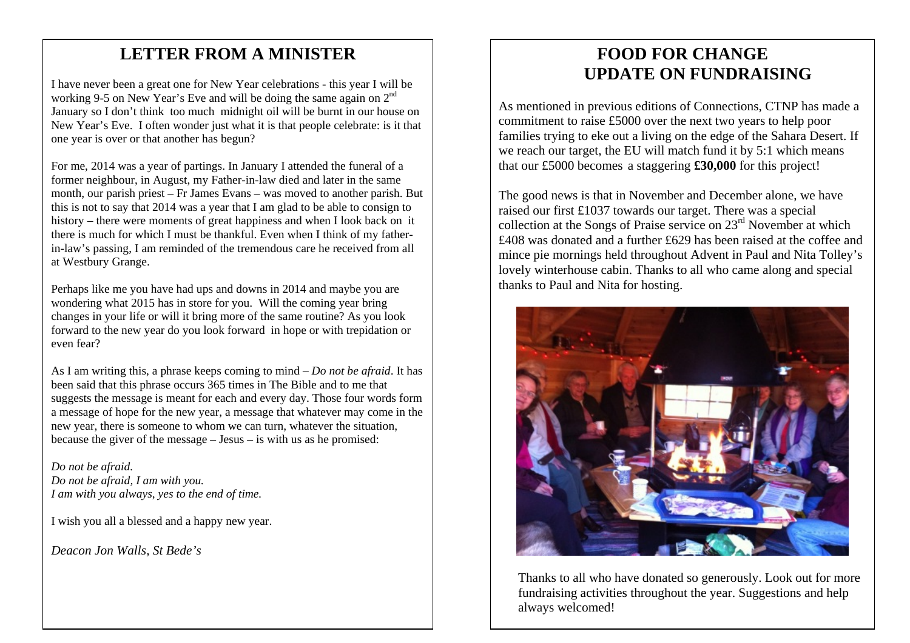# LETTER FROM A MINISTER

I have never been a great one for New Year celebrations - this year I will be working 9-5 on New Year's Eve and will be doing the same again on 2nd January so I don't think too much midnight oil will be burnt in our house on New Year's Eve. I often wonder just what it is that people celebrate: is it that one year is over or that another has begun?

For me, 2014 was a year of partings. In January I attended the funeral of a former neighbour, in August, my Father-in-law died and later in the same month, our parish priest – Fr James Evans – was moved to another parish. But this is not to say that 2014 was a year that I am glad to be able to consign to history – there were moments of great happiness and when I look back on it there is much for which I must be thankful. Even when I think of my father-in-law's passing, I am reminded of the tremendous care he received from all at Westbury Grange.

Perhaps like me you have had ups and downs in 2014 and maybe you are wondering what 2015 has in store for you. Will the coming year bring changes in your life or will it bring more of the same routine? As you look forward to the new year do you look forward in hope or with trepidation or even fear?

As I am writing this, a phrase keeps coming to mind – *Do not be afraid*. It has been said that this phrase occurs 365 times in The Bible and to me that suggests the message is meant for each and every day. Those four words form a message of hope for the new year, a message that whatever may come in the new year, there is someone to whom we can turn, whatever the situation, because the giver of the message – Jesus – is with us as he promised:

*Do not be afraid.*
*Do not be afraid, I am with you.*
*I am with you always, yes to the end of time.*

I wish you all a blessed and a happy new year.

*Deacon Jon Walls, St Bede's*

# FOOD FOR CHANGE UPDATE ON FUNDRAISING

As mentioned in previous editions of Connections, CTNP has made a commitment to raise £5000 over the next two years to help poor families trying to eke out a living on the edge of the Sahara Desert. If we reach our target, the EU will match fund it by 5:1 which means that our £5000 becomes a staggering **£30,000** for this project!

The good news is that in November and December alone, we have raised our first £1037 towards our target. There was a special collection at the Songs of Praise service on 23rd November at which £408 was donated and a further £629 has been raised at the coffee and mince pie mornings held throughout Advent in Paul and Nita Tolley's lovely winterhouse cabin. Thanks to all who came along and special thanks to Paul and Nita for hosting.

Thanks to all who have donated so generously. Look out for more fundraising activities throughout the year. Suggestions and help always welcomed!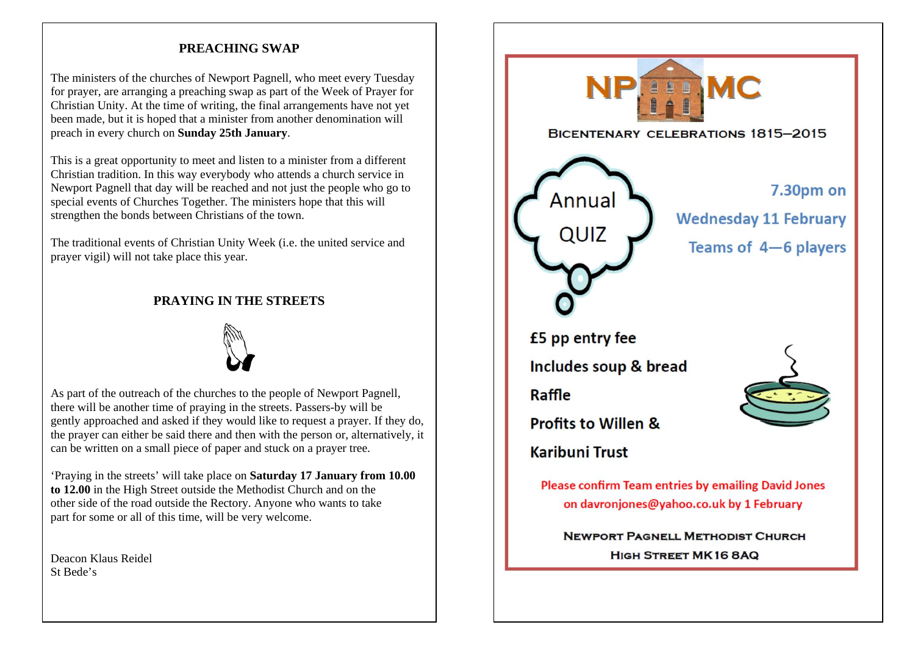## PREACHING SWAP

The ministers of the churches of Newport Pagnell, who meet every Tuesday for prayer, are arranging a preaching swap as part of the Week of Prayer for Christian Unity. At the time of writing, the final arrangements have not yet been made, but it is hoped that a minister from another denomination will preach in every church on **Sunday 25th January**.

This is a great opportunity to meet and listen to a minister from a different Christian tradition. In this way everybody who attends a church service in Newport Pagnell that day will be reached and not just the people who go to special events of Churches Together. The ministers hope that this will strengthen the bonds between Christians of the town.

The traditional events of Christian Unity Week (i.e. the united service and prayer vigil) will not take place this year.

## PRAYING IN THE STREETS

As part of the outreach of the churches to the people of Newport Pagnell, there will be another time of praying in the streets. Passers-by will be gently approached and asked if they would like to request a prayer. If they do, the prayer can either be said there and then with the person or, alternatively, it can be written on a small piece of paper and stuck on a prayer tree.

'Praying in the streets' will take place on **Saturday 17 January from 10.00 to 12.00** in the High Street outside the Methodist Church and on the other side of the road outside the Rectory. Anyone who wants to take part for some or all of this time, will be very welcome.

Deacon Klaus Reidel
St Bede's

---

# NPMC

**BICENTENARY CELEBRATIONS 1815–2015**

## Annual QUIZ

**7.30pm on Wednesday 11 February**

**Teams of 4—6 players**

**£5 pp entry fee**

**Includes soup & bread**

**Raffle**

**Profits to Willen & Karibuni Trust**

Please confirm Team entries by emailing David Jones on davronjones@yahoo.co.uk by 1 February

NEWPORT PAGNELL METHODIST CHURCH
HIGH STREET MK16 8AQ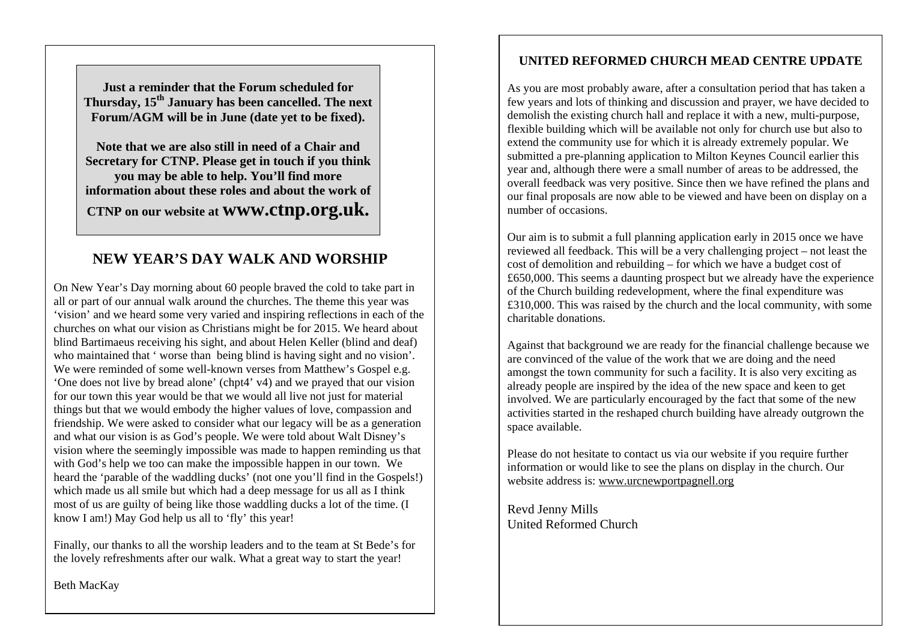**Just a reminder that the Forum scheduled for Thursday, 15th January has been cancelled. The next Forum/AGM will be in June (date yet to be fixed).**

**Note that we are also still in need of a Chair and Secretary for CTNP. Please get in touch if you think you may be able to help. You'll find more information about these roles and about the work of CTNP on our website at www.ctnp.org.uk.**

## NEW YEAR'S DAY WALK AND WORSHIP

On New Year's Day morning about 60 people braved the cold to take part in all or part of our annual walk around the churches. The theme this year was 'vision' and we heard some very varied and inspiring reflections in each of the churches on what our vision as Christians might be for 2015. We heard about blind Bartimaeus receiving his sight, and about Helen Keller (blind and deaf) who maintained that ' worse than being blind is having sight and no vision'. We were reminded of some well-known verses from Matthew's Gospel e.g. 'One does not live by bread alone' (chpt4' v4) and we prayed that our vision for our town this year would be that we would all live not just for material things but that we would embody the higher values of love, compassion and friendship. We were asked to consider what our legacy will be as a generation and what our vision is as God's people. We were told about Walt Disney's vision where the seemingly impossible was made to happen reminding us that with God's help we too can make the impossible happen in our town. We heard the 'parable of the waddling ducks' (not one you'll find in the Gospels!) which made us all smile but which had a deep message for us all as I think most of us are guilty of being like those waddling ducks a lot of the time. (I know I am!) May God help us all to 'fly' this year!

Finally, our thanks to all the worship leaders and to the team at St Bede's for the lovely refreshments after our walk. What a great way to start the year!

Beth MacKay

## UNITED REFORMED CHURCH MEAD CENTRE UPDATE

As you are most probably aware, after a consultation period that has taken a few years and lots of thinking and discussion and prayer, we have decided to demolish the existing church hall and replace it with a new, multi-purpose, flexible building which will be available not only for church use but also to extend the community use for which it is already extremely popular. We submitted a pre-planning application to Milton Keynes Council earlier this year and, although there were a small number of areas to be addressed, the overall feedback was very positive. Since then we have refined the plans and our final proposals are now able to be viewed and have been on display on a number of occasions.

Our aim is to submit a full planning application early in 2015 once we have reviewed all feedback. This will be a very challenging project – not least the cost of demolition and rebuilding – for which we have a budget cost of £650,000. This seems a daunting prospect but we already have the experience of the Church building redevelopment, where the final expenditure was £310,000. This was raised by the church and the local community, with some charitable donations.

Against that background we are ready for the financial challenge because we are convinced of the value of the work that we are doing and the need amongst the town community for such a facility. It is also very exciting as already people are inspired by the idea of the new space and keen to get involved. We are particularly encouraged by the fact that some of the new activities started in the reshaped church building have already outgrown the space available.

Please do not hesitate to contact us via our website if you require further information or would like to see the plans on display in the church. Our website address is: www.urcnewportpagnell.org

Revd Jenny Mills
United Reformed Church